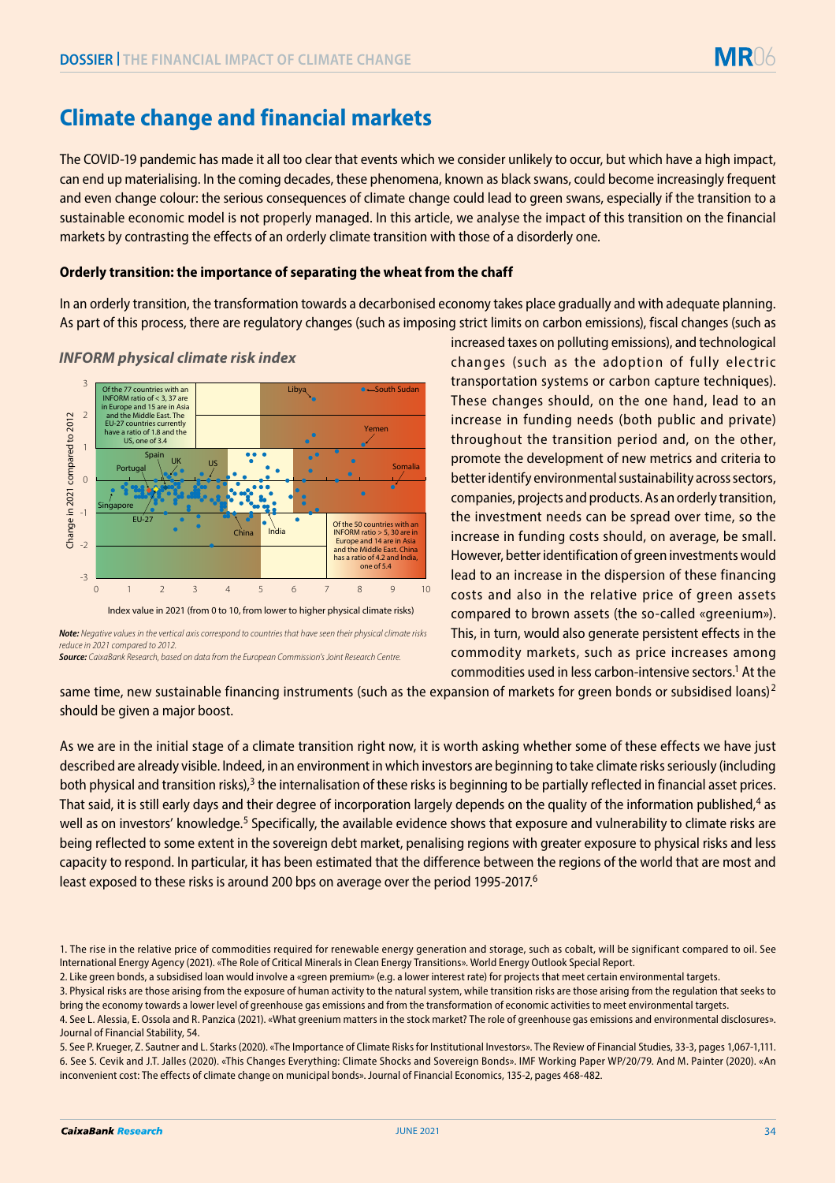# Climate change and financial markets

The COVID-19 pandemic has made it all too clear that events which we consider unlikely to occur, but which have a high impact, can end up materialising. In the coming decades, these phenomena, known as black swans, could become increasingly frequent and even change colour: the serious consequences of climate change could lead to green swans, especially if the transition to a sustainable economic model is not properly managed. In this article, we analyse the impact of this transition on the financial markets by contrasting the effects of an orderly climate transition with those of a disorderly one.

### Orderly transition: the importance of separating the wheat from the chaff

In an orderly transition, the transformation towards a decarbonised economy takes place gradually and with adequate planning. As part of this process, there are regulatory changes (such as imposing strict limits on carbon emissions), fiscal changes (such as increased taxes on polluting emissions), and technological changes (such as the adoption of fully electric transportation systems or carbon capture techniques). These changes should, on the one hand, lead to an increase in funding needs (both public and private) throughout the transition period and, on the other, promote the development of new metrics and criteria to better identify environmental sustainability across sectors, companies, projects and products. As an orderly transition, the investment needs can be spread over time, so the increase in funding costs should, on average, be small. However, better identification of green investments would lead to an increase in the dispersion of these financing costs and also in the relative price of green assets compared to brown assets (the so-called «greenium»). This, in turn, would also generate persistent effects in the commodity markets, such as price increases among commodities used in less carbon-intensive sectors.[1] At the same time, new sustainable financing instruments (such as the expansion of markets for green bonds or subsidised loans)[2] should be given a major boost.

*INFORM physical climate risk index*

Of the 77 countries with an INFORM ratio of < 3, 37 are in Europe and 15 are in Asia and the Middle East. The EU-27 countries currently have a ratio of 1.8 and the US, one of 3.4

Of the 50 countries with an INFORM ratio > 5, 30 are in Europe and 14 are in Asia and the Middle East. China has a ratio of 4.2 and India, one of 5.4

Vertical axis: Change in 2021 compared to 2012. Horizontal axis: Index value in 2021 (from 0 to 10, from lower to higher physical climate risks)

***Note:*** *Negative values in the vertical axis correspond to countries that have seen their physical climate risks reduce in 2021 compared to 2012.*
***Source:*** *CaixaBank Research, based on data from the European Commission's Joint Research Centre.*

As we are in the initial stage of a climate transition right now, it is worth asking whether some of these effects we have just described are already visible. Indeed, in an environment in which investors are beginning to take climate risks seriously (including both physical and transition risks),[3] the internalisation of these risks is beginning to be partially reflected in financial asset prices. That said, it is still early days and their degree of incorporation largely depends on the quality of the information published,[4] as well as on investors' knowledge.[5] Specifically, the available evidence shows that exposure and vulnerability to climate risks are being reflected to some extent in the sovereign debt market, penalising regions with greater exposure to physical risks and less capacity to respond. In particular, it has been estimated that the difference between the regions of the world that are most and least exposed to these risks is around 200 bps on average over the period 1995-2017.[6]

1. The rise in the relative price of commodities required for renewable energy generation and storage, such as cobalt, will be significant compared to oil. See International Energy Agency (2021). «The Role of Critical Minerals in Clean Energy Transitions». World Energy Outlook Special Report.
2. Like green bonds, a subsidised loan would involve a «green premium» (e.g. a lower interest rate) for projects that meet certain environmental targets.
3. Physical risks are those arising from the exposure of human activity to the natural system, while transition risks are those arising from the regulation that seeks to bring the economy towards a lower level of greenhouse gas emissions and from the transformation of economic activities to meet environmental targets.
4. See L. Alessia, E. Ossola and R. Panzica (2021). «What greenium matters in the stock market? The role of greenhouse gas emissions and environmental disclosures». Journal of Financial Stability, 54.
5. See P. Krueger, Z. Sautner and L. Starks (2020). «The Importance of Climate Risks for Institutional Investors». The Review of Financial Studies, 33-3, pages 1,067-1,111.
6. See S. Cevik and J.T. Jalles (2020). «This Changes Everything: Climate Shocks and Sovereign Bonds». IMF Working Paper WP/20/79. And M. Painter (2020). «An inconvenient cost: The effects of climate change on municipal bonds». Journal of Financial Economics, 135-2, pages 468-482.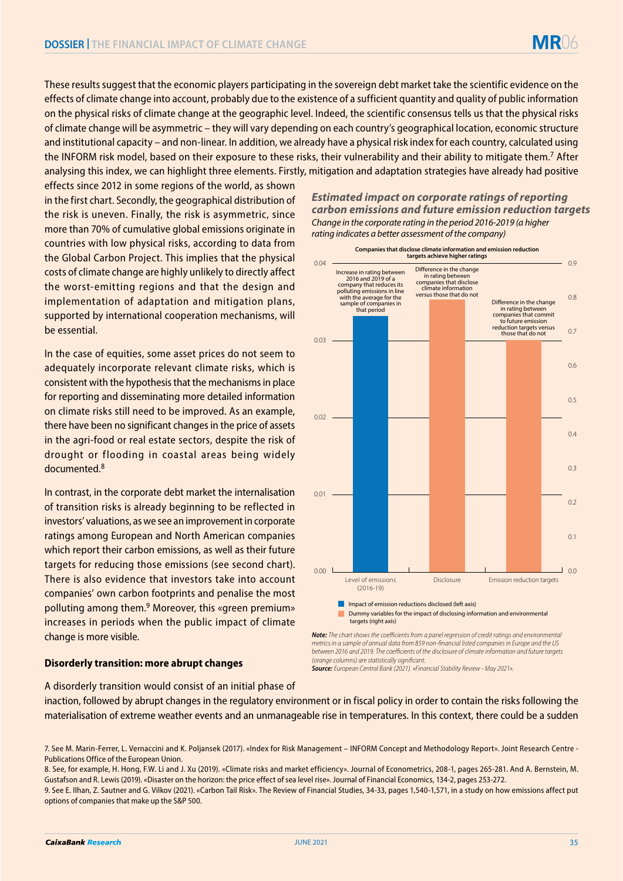These results suggest that the economic players participating in the sovereign debt market take the scientific evidence on the effects of climate change into account, probably due to the existence of a sufficient quantity and quality of public information on the physical risks of climate change at the geographic level. Indeed, the scientific consensus tells us that the physical risks of climate change will be asymmetric – they will vary depending on each country's geographical location, economic structure and institutional capacity – and non-linear. In addition, we already have a physical risk index for each country, calculated using the INFORM risk model, based on their exposure to these risks, their vulnerability and their ability to mitigate them.[7] After analysing this index, we can highlight three elements. Firstly, mitigation and adaptation strategies have already had positive effects since 2012 in some regions of the world, as shown in the first chart. Secondly, the geographical distribution of the risk is uneven. Finally, the risk is asymmetric, since more than 70% of cumulative global emissions originate in countries with low physical risks, according to data from the Global Carbon Project. This implies that the physical costs of climate change are highly unlikely to directly affect the worst-emitting regions and that the design and implementation of adaptation and mitigation plans, supported by international cooperation mechanisms, will be essential.

In the case of equities, some asset prices do not seem to adequately incorporate relevant climate risks, which is consistent with the hypothesis that the mechanisms in place for reporting and disseminating more detailed information on climate risks still need to be improved. As an example, there have been no significant changes in the price of assets in the agri-food or real estate sectors, despite the risk of drought or flooding in coastal areas being widely documented.[8]

In contrast, in the corporate debt market the internalisation of transition risks is already beginning to be reflected in investors' valuations, as we see an improvement in corporate ratings among European and North American companies which report their carbon emissions, as well as their future targets for reducing those emissions (see second chart). There is also evidence that investors take into account companies' own carbon footprints and penalise the most polluting among them.[9] Moreover, this «green premium» increases in periods when the public impact of climate change is more visible.

***Estimated impact on corporate ratings of reporting carbon emissions and future emission reduction targets***

*Change in the corporate rating in the period 2016-2019 (a higher rating indicates a better assessment of the company)*

**Companies that disclose climate information and emission reduction targets achieve higher ratings**

| Variable | Value | Axis | Annotation |
|---|---|---|---|
| Level of emissions (2016-19) | ≈0.033 | Left | Increase in rating between 2016 and 2019 of a company that reduces its polluting emissions in line with the average for the sample of companies in that period |
| Disclosure | ≈0.79 | Right | Difference in the change in rating between companies that disclose climate information versus those that do not |
| Emission reduction targets | ≈0.69 | Right | Difference in the change in rating between companies that commit to future emission reduction targets versus those that do not |

Impact of emission reductions disclosed (left axis)
Dummy variables for the impact of disclosing information and environmental targets (right axis)

***Note:*** *The chart shows the coefficients from a panel regression of credit ratings and environmental metrics in a sample of annual data from 859 non-financial listed companies in Europe and the US between 2016 and 2019. The coefficients of the disclosure of climate information and future targets (orange columns) are statistically significant.*

***Source:*** *European Central Bank (2021). «Financial Stability Review - May 2021».*

### Disorderly transition: more abrupt changes

A disorderly transition would consist of an initial phase of inaction, followed by abrupt changes in the regulatory environment or in fiscal policy in order to contain the risks following the materialisation of extreme weather events and an unmanageable rise in temperatures. In this context, there could be a sudden

7. See M. Marin-Ferrer, L. Vernaccini and K. Poljansek (2017). «Index for Risk Management – INFORM Concept and Methodology Report». Joint Research Centre - Publications Office of the European Union.

8. See, for example, H. Hong, F.W. Li and J. Xu (2019). «Climate risks and market efficiency». Journal of Econometrics, 208-1, pages 265-281. And A. Bernstein, M. Gustafson and R. Lewis (2019). «Disaster on the horizon: the price effect of sea level rise». Journal of Financial Economics, 134-2, pages 253-272.

9. See E. Ilhan, Z. Sautner and G. Vilkov (2021). «Carbon Tail Risk». The Review of Financial Studies, 34-33, pages 1,540-1,571, in a study on how emissions affect put options of companies that make up the S&P 500.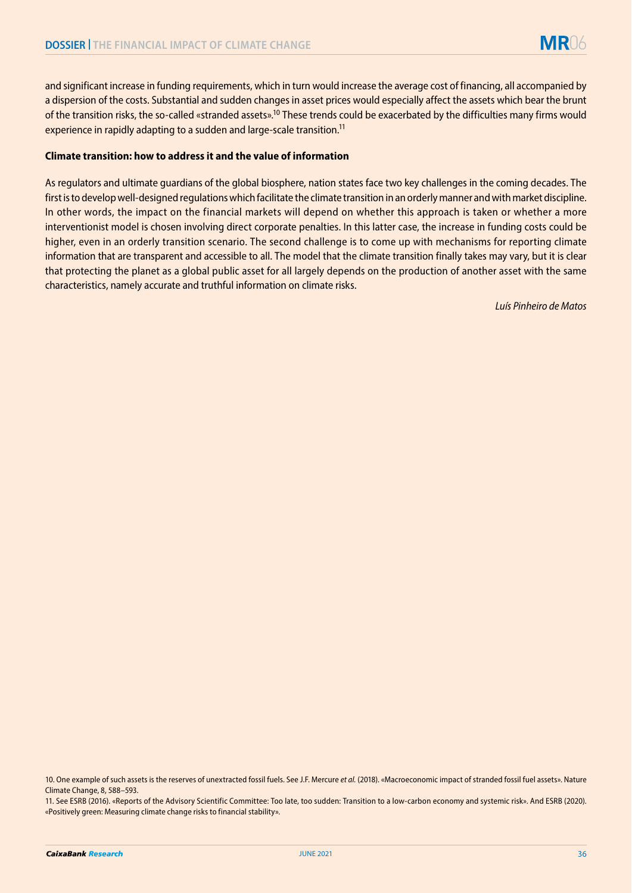and significant increase in funding requirements, which in turn would increase the average cost of financing, all accompanied by a dispersion of the costs. Substantial and sudden changes in asset prices would especially affect the assets which bear the brunt of the transition risks, the so-called «stranded assets».[10] These trends could be exacerbated by the difficulties many firms would experience in rapidly adapting to a sudden and large-scale transition.[11]

**Climate transition: how to address it and the value of information**

As regulators and ultimate guardians of the global biosphere, nation states face two key challenges in the coming decades. The first is to develop well-designed regulations which facilitate the climate transition in an orderly manner and with market discipline. In other words, the impact on the financial markets will depend on whether this approach is taken or whether a more interventionist model is chosen involving direct corporate penalties. In this latter case, the increase in funding costs could be higher, even in an orderly transition scenario. The second challenge is to come up with mechanisms for reporting climate information that are transparent and accessible to all. The model that the climate transition finally takes may vary, but it is clear that protecting the planet as a global public asset for all largely depends on the production of another asset with the same characteristics, namely accurate and truthful information on climate risks.

*Luís Pinheiro de Matos*

10. One example of such assets is the reserves of unextracted fossil fuels. See J.F. Mercure *et al.* (2018). «Macroeconomic impact of stranded fossil fuel assets». Nature Climate Change, 8, 588–593.

11. See ESRB (2016). «Reports of the Advisory Scientific Committee: Too late, too sudden: Transition to a low-carbon economy and systemic risk». And ESRB (2020). «Positively green: Measuring climate change risks to financial stability».